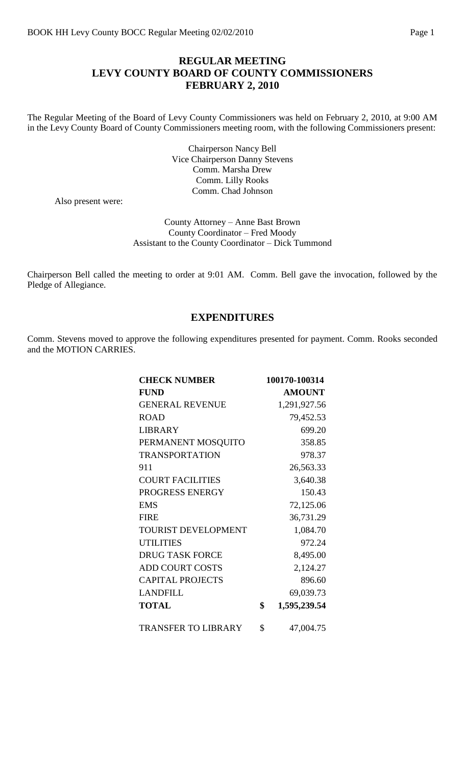# REGULAR MEETING
# LEVY COUNTY BOARD OF COUNTY COMMISSIONERS
# FEBRUARY 2, 2010

The Regular Meeting of the Board of Levy County Commissioners was held on February 2, 2010, at 9:00 AM in the Levy County Board of County Commissioners meeting room, with the following Commissioners present:

Chairperson Nancy Bell
Vice Chairperson Danny Stevens
Comm. Marsha Drew
Comm. Lilly Rooks
Comm. Chad Johnson

Also present were:

County Attorney – Anne Bast Brown
County Coordinator – Fred Moody
Assistant to the County Coordinator – Dick Tummond

Chairperson Bell called the meeting to order at 9:01 AM. Comm. Bell gave the invocation, followed by the Pledge of Allegiance.

## EXPENDITURES

Comm. Stevens moved to approve the following expenditures presented for payment. Comm. Rooks seconded and the MOTION CARRIES.

| **CHECK NUMBER** | **100170-100314** |
|---|---|
| **FUND** | **AMOUNT** |
| GENERAL REVENUE | 1,291,927.56 |
| ROAD | 79,452.53 |
| LIBRARY | 699.20 |
| PERMANENT MOSQUITO | 358.85 |
| TRANSPORTATION | 978.37 |
| 911 | 26,563.33 |
| COURT FACILITIES | 3,640.38 |
| PROGRESS ENERGY | 150.43 |
| EMS | 72,125.06 |
| FIRE | 36,731.29 |
| TOURIST DEVELOPMENT | 1,084.70 |
| UTILITIES | 972.24 |
| DRUG TASK FORCE | 8,495.00 |
| ADD COURT COSTS | 2,124.27 |
| CAPITAL PROJECTS | 896.60 |
| LANDFILL | 69,039.73 |
| **TOTAL** | **$ 1,595,239.54** |
| TRANSFER TO LIBRARY | $ 47,004.75 |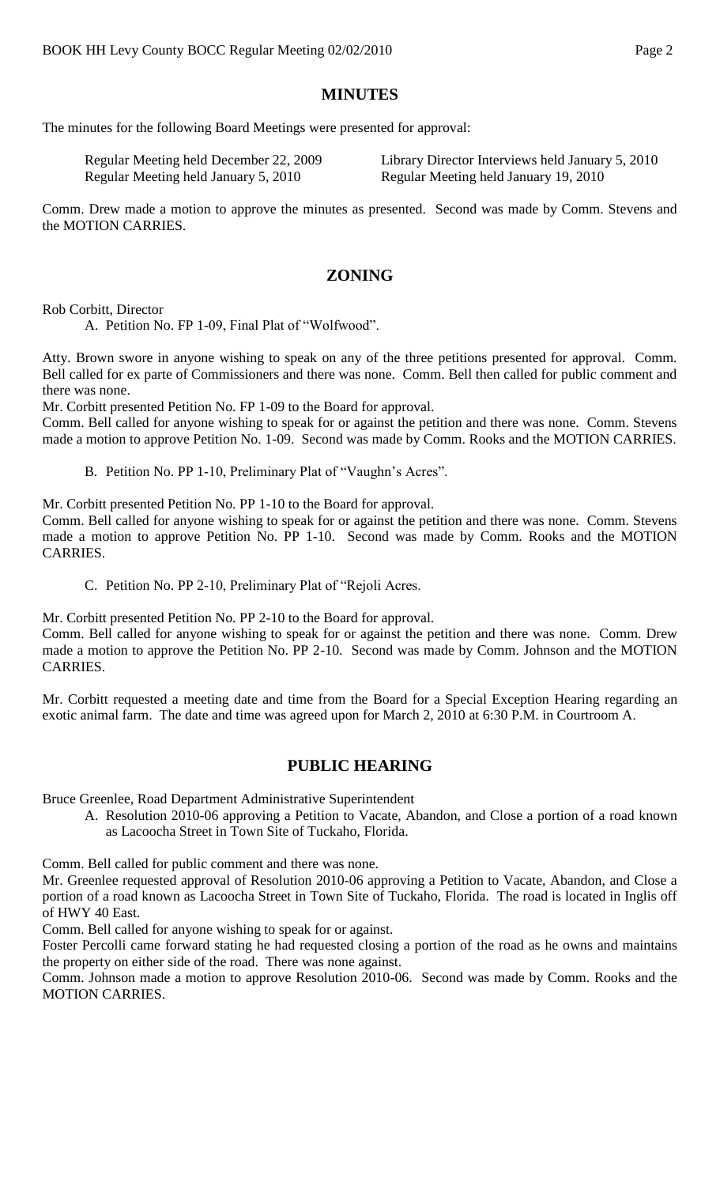## MINUTES

The minutes for the following Board Meetings were presented for approval:

Regular Meeting held December 22, 2009 | Library Director Interviews held January 5, 2010
Regular Meeting held January 5, 2010 | Regular Meeting held January 19, 2010

Comm. Drew made a motion to approve the minutes as presented. Second was made by Comm. Stevens and the MOTION CARRIES.

## ZONING

Rob Corbitt, Director

A. Petition No. FP 1-09, Final Plat of "Wolfwood".

Atty. Brown swore in anyone wishing to speak on any of the three petitions presented for approval. Comm. Bell called for ex parte of Commissioners and there was none. Comm. Bell then called for public comment and there was none.

Mr. Corbitt presented Petition No. FP 1-09 to the Board for approval.

Comm. Bell called for anyone wishing to speak for or against the petition and there was none. Comm. Stevens made a motion to approve Petition No. 1-09. Second was made by Comm. Rooks and the MOTION CARRIES.

B. Petition No. PP 1-10, Preliminary Plat of "Vaughn's Acres".

Mr. Corbitt presented Petition No. PP 1-10 to the Board for approval.

Comm. Bell called for anyone wishing to speak for or against the petition and there was none. Comm. Stevens made a motion to approve Petition No. PP 1-10. Second was made by Comm. Rooks and the MOTION CARRIES.

C. Petition No. PP 2-10, Preliminary Plat of "Rejoli Acres.

Mr. Corbitt presented Petition No. PP 2-10 to the Board for approval.

Comm. Bell called for anyone wishing to speak for or against the petition and there was none. Comm. Drew made a motion to approve the Petition No. PP 2-10. Second was made by Comm. Johnson and the MOTION CARRIES.

Mr. Corbitt requested a meeting date and time from the Board for a Special Exception Hearing regarding an exotic animal farm. The date and time was agreed upon for March 2, 2010 at 6:30 P.M. in Courtroom A.

## PUBLIC HEARING

Bruce Greenlee, Road Department Administrative Superintendent

A. Resolution 2010-06 approving a Petition to Vacate, Abandon, and Close a portion of a road known as Lacoocha Street in Town Site of Tuckaho, Florida.

Comm. Bell called for public comment and there was none.

Mr. Greenlee requested approval of Resolution 2010-06 approving a Petition to Vacate, Abandon, and Close a portion of a road known as Lacoocha Street in Town Site of Tuckaho, Florida. The road is located in Inglis off of HWY 40 East.

Comm. Bell called for anyone wishing to speak for or against.

Foster Percolli came forward stating he had requested closing a portion of the road as he owns and maintains the property on either side of the road. There was none against.

Comm. Johnson made a motion to approve Resolution 2010-06. Second was made by Comm. Rooks and the MOTION CARRIES.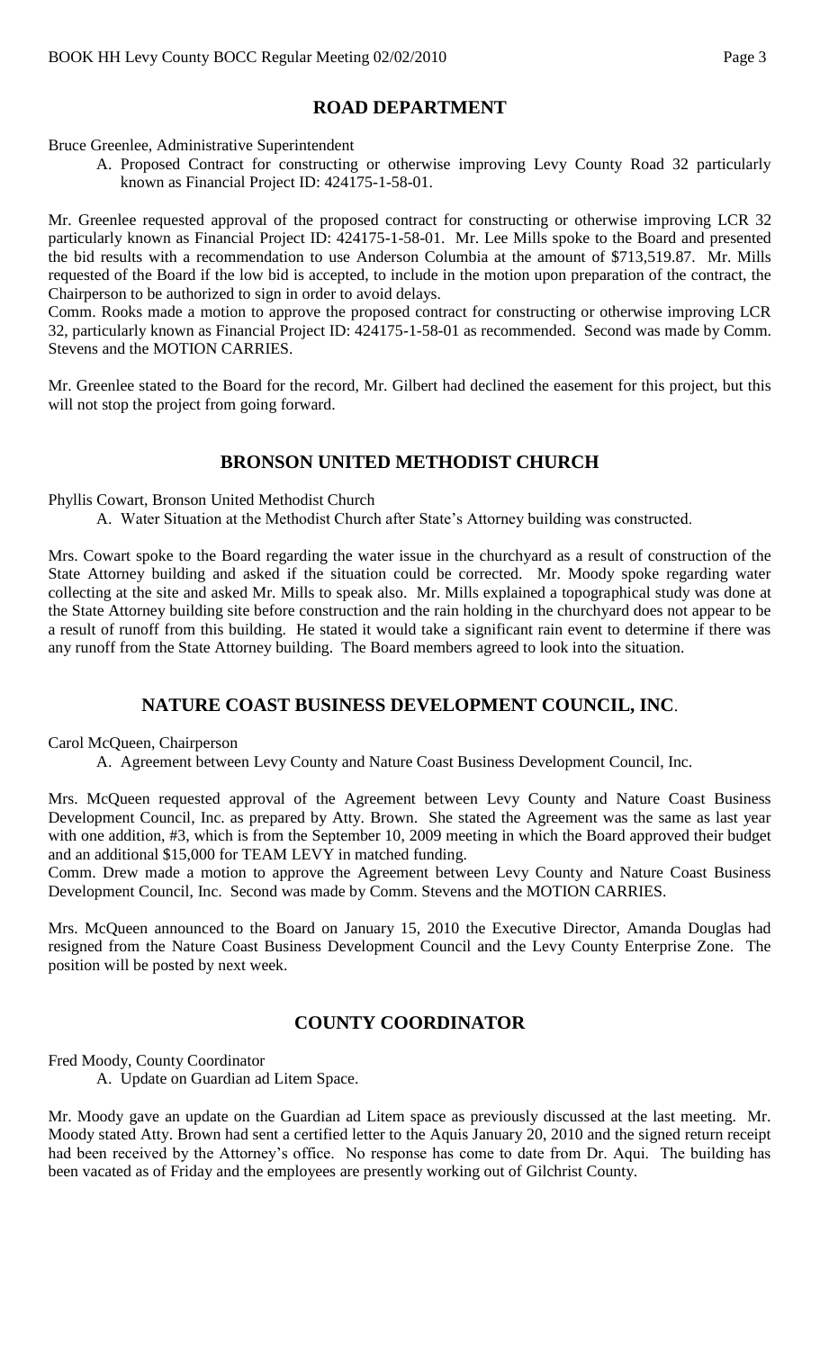## ROAD DEPARTMENT

Bruce Greenlee, Administrative Superintendent

A. Proposed Contract for constructing or otherwise improving Levy County Road 32 particularly known as Financial Project ID: 424175-1-58-01.

Mr. Greenlee requested approval of the proposed contract for constructing or otherwise improving LCR 32 particularly known as Financial Project ID: 424175-1-58-01. Mr. Lee Mills spoke to the Board and presented the bid results with a recommendation to use Anderson Columbia at the amount of $713,519.87. Mr. Mills requested of the Board if the low bid is accepted, to include in the motion upon preparation of the contract, the Chairperson to be authorized to sign in order to avoid delays.

Comm. Rooks made a motion to approve the proposed contract for constructing or otherwise improving LCR 32, particularly known as Financial Project ID: 424175-1-58-01 as recommended. Second was made by Comm. Stevens and the MOTION CARRIES.

Mr. Greenlee stated to the Board for the record, Mr. Gilbert had declined the easement for this project, but this will not stop the project from going forward.

## BRONSON UNITED METHODIST CHURCH

Phyllis Cowart, Bronson United Methodist Church

A. Water Situation at the Methodist Church after State's Attorney building was constructed.

Mrs. Cowart spoke to the Board regarding the water issue in the churchyard as a result of construction of the State Attorney building and asked if the situation could be corrected. Mr. Moody spoke regarding water collecting at the site and asked Mr. Mills to speak also. Mr. Mills explained a topographical study was done at the State Attorney building site before construction and the rain holding in the churchyard does not appear to be a result of runoff from this building. He stated it would take a significant rain event to determine if there was any runoff from the State Attorney building. The Board members agreed to look into the situation.

## NATURE COAST BUSINESS DEVELOPMENT COUNCIL, INC.

Carol McQueen, Chairperson

A. Agreement between Levy County and Nature Coast Business Development Council, Inc.

Mrs. McQueen requested approval of the Agreement between Levy County and Nature Coast Business Development Council, Inc. as prepared by Atty. Brown. She stated the Agreement was the same as last year with one addition, #3, which is from the September 10, 2009 meeting in which the Board approved their budget and an additional $15,000 for TEAM LEVY in matched funding.

Comm. Drew made a motion to approve the Agreement between Levy County and Nature Coast Business Development Council, Inc. Second was made by Comm. Stevens and the MOTION CARRIES.

Mrs. McQueen announced to the Board on January 15, 2010 the Executive Director, Amanda Douglas had resigned from the Nature Coast Business Development Council and the Levy County Enterprise Zone. The position will be posted by next week.

## COUNTY COORDINATOR

Fred Moody, County Coordinator

A. Update on Guardian ad Litem Space.

Mr. Moody gave an update on the Guardian ad Litem space as previously discussed at the last meeting. Mr. Moody stated Atty. Brown had sent a certified letter to the Aquis January 20, 2010 and the signed return receipt had been received by the Attorney's office. No response has come to date from Dr. Aqui. The building has been vacated as of Friday and the employees are presently working out of Gilchrist County.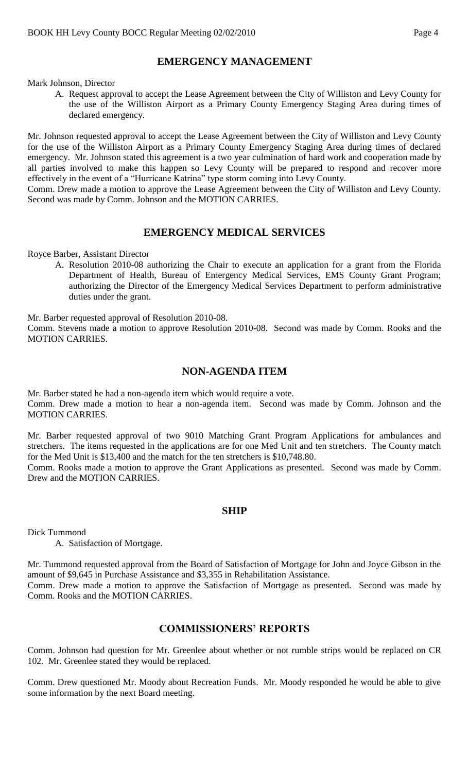## EMERGENCY MANAGEMENT

Mark Johnson, Director

A. Request approval to accept the Lease Agreement between the City of Williston and Levy County for the use of the Williston Airport as a Primary County Emergency Staging Area during times of declared emergency.

Mr. Johnson requested approval to accept the Lease Agreement between the City of Williston and Levy County for the use of the Williston Airport as a Primary County Emergency Staging Area during times of declared emergency. Mr. Johnson stated this agreement is a two year culmination of hard work and cooperation made by all parties involved to make this happen so Levy County will be prepared to respond and recover more effectively in the event of a "Hurricane Katrina" type storm coming into Levy County.

Comm. Drew made a motion to approve the Lease Agreement between the City of Williston and Levy County. Second was made by Comm. Johnson and the MOTION CARRIES.

## EMERGENCY MEDICAL SERVICES

Royce Barber, Assistant Director

A. Resolution 2010-08 authorizing the Chair to execute an application for a grant from the Florida Department of Health, Bureau of Emergency Medical Services, EMS County Grant Program; authorizing the Director of the Emergency Medical Services Department to perform administrative duties under the grant.

Mr. Barber requested approval of Resolution 2010-08.

Comm. Stevens made a motion to approve Resolution 2010-08. Second was made by Comm. Rooks and the MOTION CARRIES.

## NON-AGENDA ITEM

Mr. Barber stated he had a non-agenda item which would require a vote.

Comm. Drew made a motion to hear a non-agenda item. Second was made by Comm. Johnson and the MOTION CARRIES.

Mr. Barber requested approval of two 9010 Matching Grant Program Applications for ambulances and stretchers. The items requested in the applications are for one Med Unit and ten stretchers. The County match for the Med Unit is $13,400 and the match for the ten stretchers is $10,748.80.

Comm. Rooks made a motion to approve the Grant Applications as presented. Second was made by Comm. Drew and the MOTION CARRIES.

## SHIP

Dick Tummond

A. Satisfaction of Mortgage.

Mr. Tummond requested approval from the Board of Satisfaction of Mortgage for John and Joyce Gibson in the amount of $9,645 in Purchase Assistance and $3,355 in Rehabilitation Assistance.

Comm. Drew made a motion to approve the Satisfaction of Mortgage as presented. Second was made by Comm. Rooks and the MOTION CARRIES.

## COMMISSIONERS' REPORTS

Comm. Johnson had question for Mr. Greenlee about whether or not rumble strips would be replaced on CR 102. Mr. Greenlee stated they would be replaced.

Comm. Drew questioned Mr. Moody about Recreation Funds. Mr. Moody responded he would be able to give some information by the next Board meeting.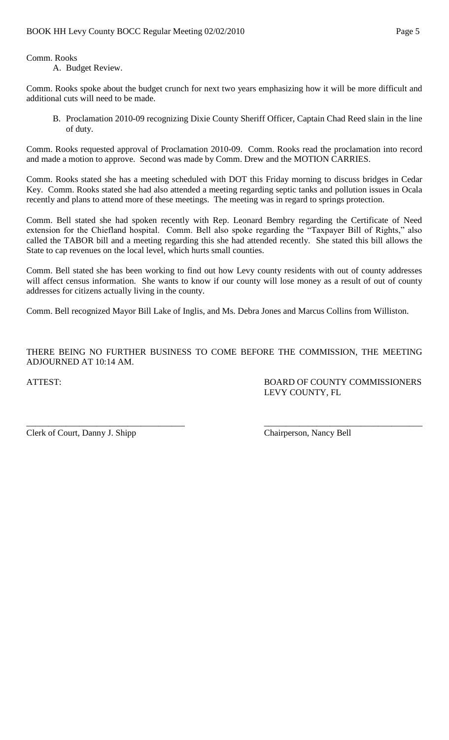Comm. Rooks

A. Budget Review.

Comm. Rooks spoke about the budget crunch for next two years emphasizing how it will be more difficult and additional cuts will need to be made.

B. Proclamation 2010-09 recognizing Dixie County Sheriff Officer, Captain Chad Reed slain in the line of duty.

Comm. Rooks requested approval of Proclamation 2010-09. Comm. Rooks read the proclamation into record and made a motion to approve. Second was made by Comm. Drew and the MOTION CARRIES.

Comm. Rooks stated she has a meeting scheduled with DOT this Friday morning to discuss bridges in Cedar Key. Comm. Rooks stated she had also attended a meeting regarding septic tanks and pollution issues in Ocala recently and plans to attend more of these meetings. The meeting was in regard to springs protection.

Comm. Bell stated she had spoken recently with Rep. Leonard Bembry regarding the Certificate of Need extension for the Chiefland hospital. Comm. Bell also spoke regarding the "Taxpayer Bill of Rights," also called the TABOR bill and a meeting regarding this she had attended recently. She stated this bill allows the State to cap revenues on the local level, which hurts small counties.

Comm. Bell stated she has been working to find out how Levy county residents with out of county addresses will affect census information. She wants to know if our county will lose money as a result of out of county addresses for citizens actually living in the county.

Comm. Bell recognized Mayor Bill Lake of Inglis, and Ms. Debra Jones and Marcus Collins from Williston.

THERE BEING NO FURTHER BUSINESS TO COME BEFORE THE COMMISSION, THE MEETING ADJOURNED AT 10:14 AM.

ATTEST: BOARD OF COUNTY COMMISSIONERS LEVY COUNTY, FL

\_\_\_\_\_\_\_\_\_\_\_\_\_\_\_\_\_\_\_\_\_\_\_\_\_\_\_\_\_\_\_\_\_\_\_\_ \_\_\_\_\_\_\_\_\_\_\_\_\_\_\_\_\_\_\_\_\_\_\_\_\_\_\_\_\_\_\_\_\_\_\_\_

Clerk of Court, Danny J. Shipp Chairperson, Nancy Bell